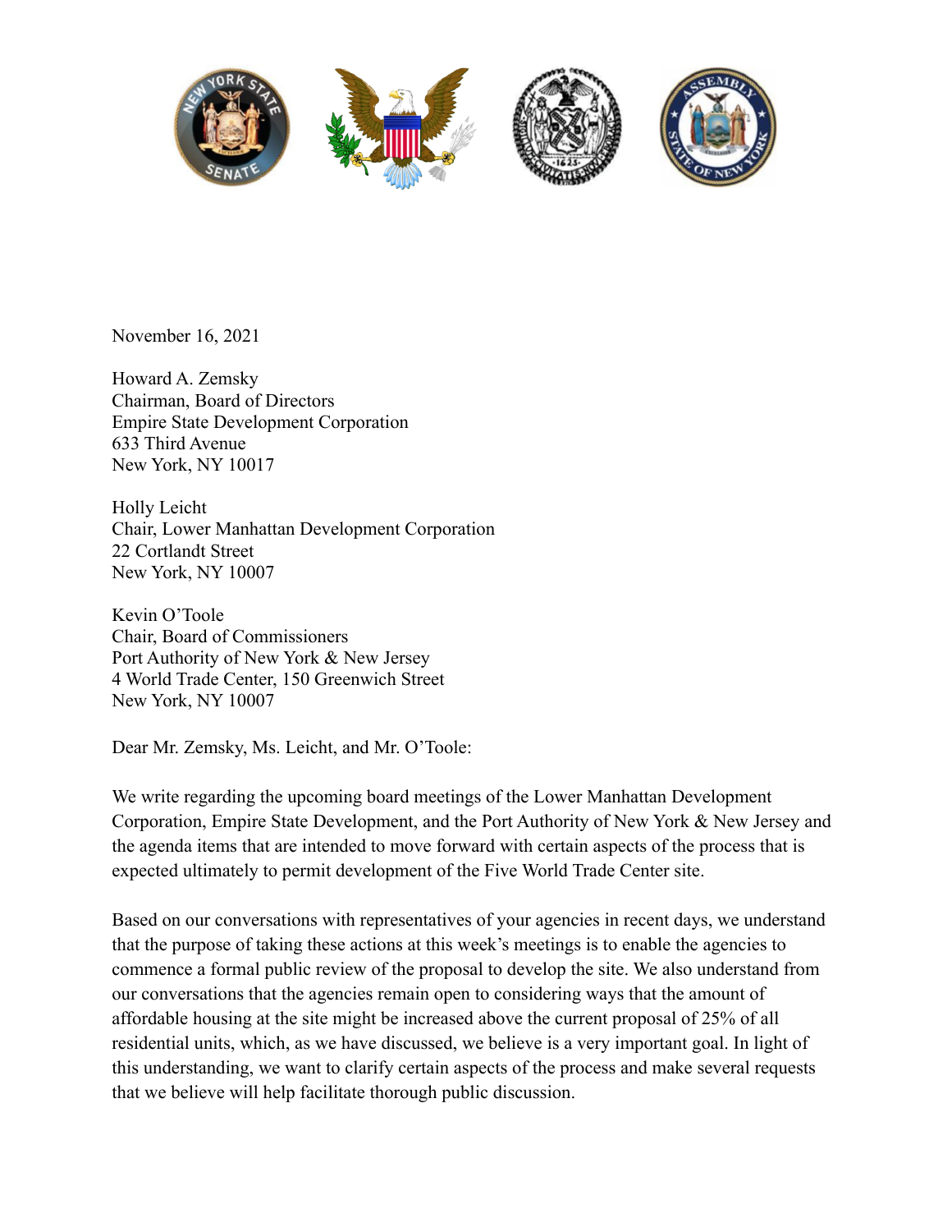November 16, 2021

Howard A. Zemsky
Chairman, Board of Directors
Empire State Development Corporation
633 Third Avenue
New York, NY 10017

Holly Leicht
Chair, Lower Manhattan Development Corporation
22 Cortlandt Street
New York, NY 10007

Kevin O'Toole
Chair, Board of Commissioners
Port Authority of New York & New Jersey
4 World Trade Center, 150 Greenwich Street
New York, NY 10007

Dear Mr. Zemsky, Ms. Leicht, and Mr. O'Toole:

We write regarding the upcoming board meetings of the Lower Manhattan Development Corporation, Empire State Development, and the Port Authority of New York & New Jersey and the agenda items that are intended to move forward with certain aspects of the process that is expected ultimately to permit development of the Five World Trade Center site.

Based on our conversations with representatives of your agencies in recent days, we understand that the purpose of taking these actions at this week's meetings is to enable the agencies to commence a formal public review of the proposal to develop the site. We also understand from our conversations that the agencies remain open to considering ways that the amount of affordable housing at the site might be increased above the current proposal of 25% of all residential units, which, as we have discussed, we believe is a very important goal. In light of this understanding, we want to clarify certain aspects of the process and make several requests that we believe will help facilitate thorough public discussion.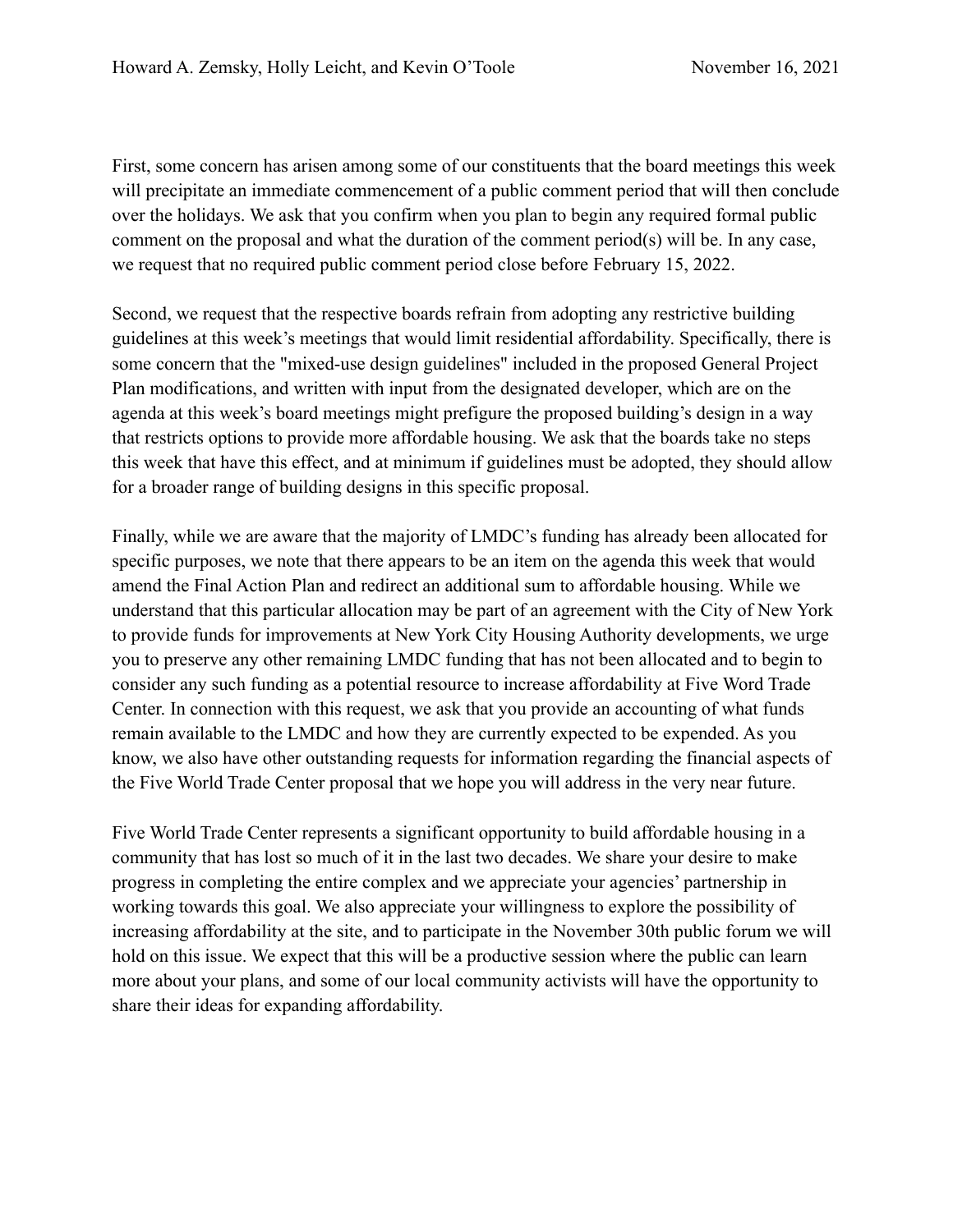First, some concern has arisen among some of our constituents that the board meetings this week will precipitate an immediate commencement of a public comment period that will then conclude over the holidays. We ask that you confirm when you plan to begin any required formal public comment on the proposal and what the duration of the comment period(s) will be. In any case, we request that no required public comment period close before February 15, 2022.

Second, we request that the respective boards refrain from adopting any restrictive building guidelines at this week's meetings that would limit residential affordability. Specifically, there is some concern that the "mixed-use design guidelines" included in the proposed General Project Plan modifications, and written with input from the designated developer, which are on the agenda at this week's board meetings might prefigure the proposed building's design in a way that restricts options to provide more affordable housing. We ask that the boards take no steps this week that have this effect, and at minimum if guidelines must be adopted, they should allow for a broader range of building designs in this specific proposal.

Finally, while we are aware that the majority of LMDC's funding has already been allocated for specific purposes, we note that there appears to be an item on the agenda this week that would amend the Final Action Plan and redirect an additional sum to affordable housing. While we understand that this particular allocation may be part of an agreement with the City of New York to provide funds for improvements at New York City Housing Authority developments, we urge you to preserve any other remaining LMDC funding that has not been allocated and to begin to consider any such funding as a potential resource to increase affordability at Five Word Trade Center. In connection with this request, we ask that you provide an accounting of what funds remain available to the LMDC and how they are currently expected to be expended. As you know, we also have other outstanding requests for information regarding the financial aspects of the Five World Trade Center proposal that we hope you will address in the very near future.

Five World Trade Center represents a significant opportunity to build affordable housing in a community that has lost so much of it in the last two decades. We share your desire to make progress in completing the entire complex and we appreciate your agencies' partnership in working towards this goal. We also appreciate your willingness to explore the possibility of increasing affordability at the site, and to participate in the November 30th public forum we will hold on this issue. We expect that this will be a productive session where the public can learn more about your plans, and some of our local community activists will have the opportunity to share their ideas for expanding affordability.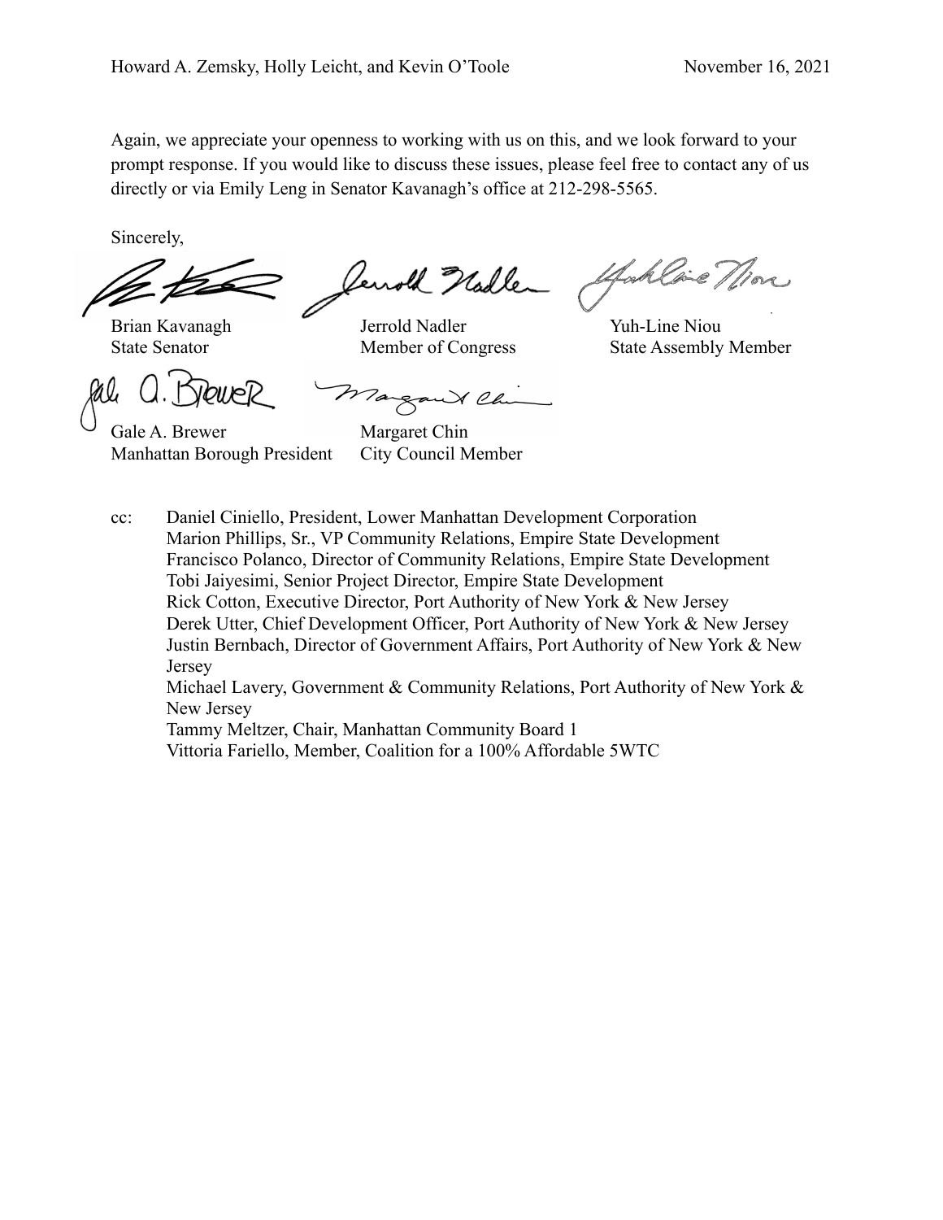Again, we appreciate your openness to working with us on this, and we look forward to your prompt response. If you would like to discuss these issues, please feel free to contact any of us directly or via Emily Leng in Senator Kavanagh's office at 212-298-5565.

Sincerely,

Brian Kavanagh
State Senator

Jerrold Nadler
Member of Congress

Yuh-Line Niou
State Assembly Member

Gale A. Brewer
Manhattan Borough President

Margaret Chin
City Council Member

cc: Daniel Ciniello, President, Lower Manhattan Development Corporation
Marion Phillips, Sr., VP Community Relations, Empire State Development
Francisco Polanco, Director of Community Relations, Empire State Development
Tobi Jaiyesimi, Senior Project Director, Empire State Development
Rick Cotton, Executive Director, Port Authority of New York & New Jersey
Derek Utter, Chief Development Officer, Port Authority of New York & New Jersey
Justin Bernbach, Director of Government Affairs, Port Authority of New York & New Jersey
Michael Lavery, Government & Community Relations, Port Authority of New York & New Jersey
Tammy Meltzer, Chair, Manhattan Community Board 1
Vittoria Fariello, Member, Coalition for a 100% Affordable 5WTC